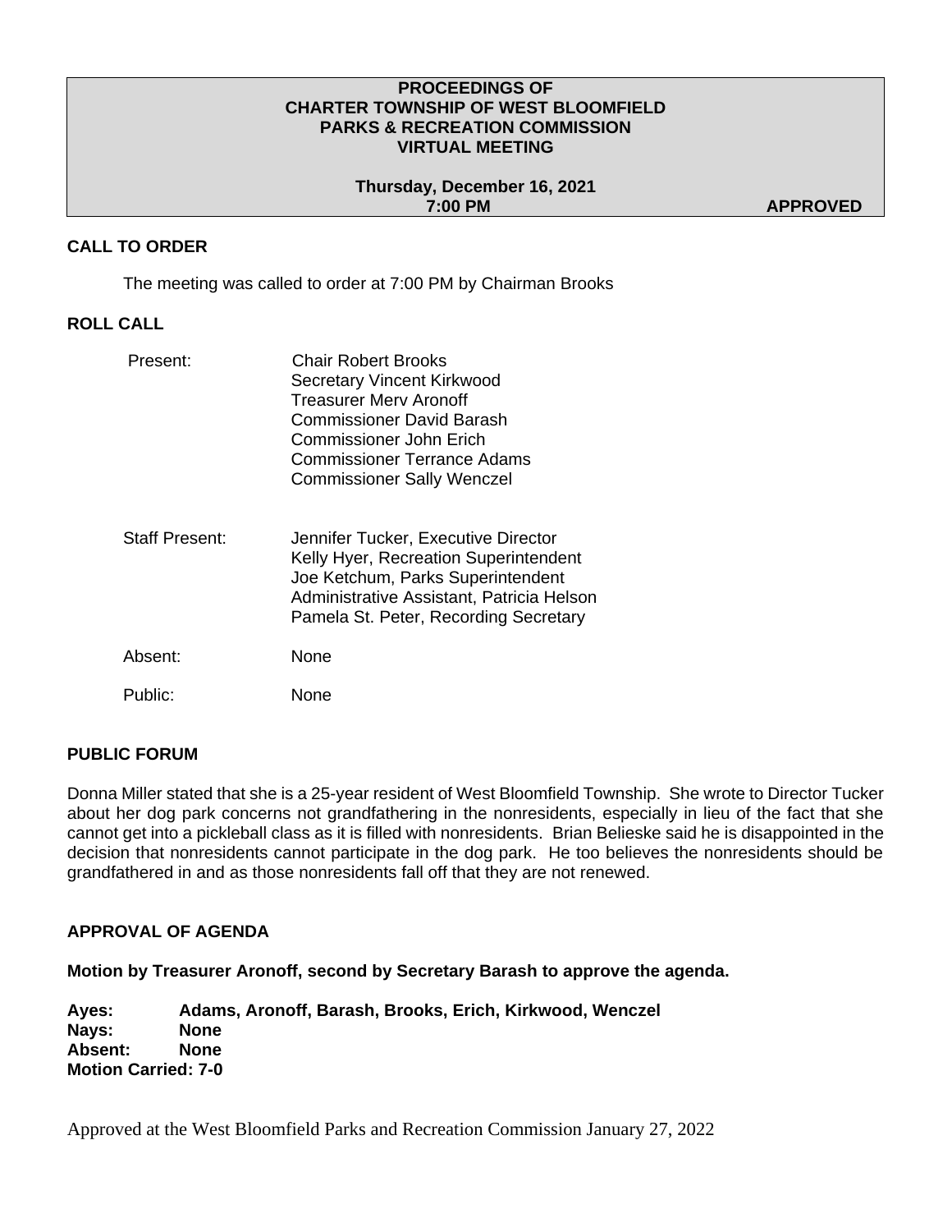**PROCEEDINGS OF**
**CHARTER TOWNSHIP OF WEST BLOOMFIELD**
**PARKS & RECREATION COMMISSION**
**VIRTUAL MEETING**

**Thursday, December 16, 2021**
**7:00 PM** **APPROVED**

## CALL TO ORDER

The meeting was called to order at 7:00 PM by Chairman Brooks

## ROLL CALL

Present: Chair Robert Brooks
Secretary Vincent Kirkwood
Treasurer Merv Aronoff
Commissioner David Barash
Commissioner John Erich
Commissioner Terrance Adams
Commissioner Sally Wenczel

Staff Present: Jennifer Tucker, Executive Director
Kelly Hyer, Recreation Superintendent
Joe Ketchum, Parks Superintendent
Administrative Assistant, Patricia Helson
Pamela St. Peter, Recording Secretary

Absent: None

Public: None

## PUBLIC FORUM

Donna Miller stated that she is a 25-year resident of West Bloomfield Township. She wrote to Director Tucker about her dog park concerns not grandfathering in the nonresidents, especially in lieu of the fact that she cannot get into a pickleball class as it is filled with nonresidents. Brian Belieske said he is disappointed in the decision that nonresidents cannot participate in the dog park. He too believes the nonresidents should be grandfathered in and as those nonresidents fall off that they are not renewed.

## APPROVAL OF AGENDA

**Motion by Treasurer Aronoff, second by Secretary Barash to approve the agenda.**

**Ayes: Adams, Aronoff, Barash, Brooks, Erich, Kirkwood, Wenczel**
**Nays: None**
**Absent: None**
**Motion Carried: 7-0**

Approved at the West Bloomfield Parks and Recreation Commission January 27, 2022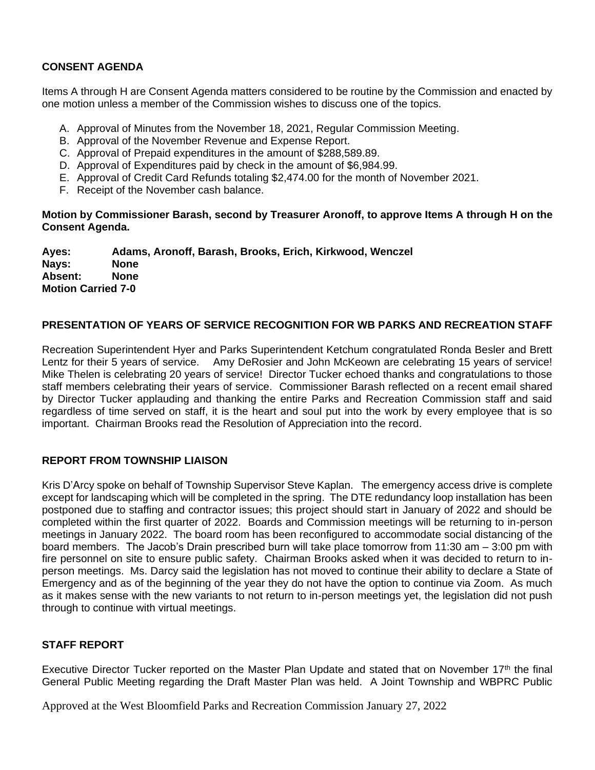**CONSENT AGENDA**

Items A through H are Consent Agenda matters considered to be routine by the Commission and enacted by one motion unless a member of the Commission wishes to discuss one of the topics.

A. Approval of Minutes from the November 18, 2021, Regular Commission Meeting.
B. Approval of the November Revenue and Expense Report.
C. Approval of Prepaid expenditures in the amount of $288,589.89.
D. Approval of Expenditures paid by check in the amount of $6,984.99.
E. Approval of Credit Card Refunds totaling $2,474.00 for the month of November 2021.
F. Receipt of the November cash balance.

**Motion by Commissioner Barash, second by Treasurer Aronoff, to approve Items A through H on the Consent Agenda.**

**Ayes: Adams, Aronoff, Barash, Brooks, Erich, Kirkwood, Wenczel**
**Nays: None**
**Absent: None**
**Motion Carried 7-0**

**PRESENTATION OF YEARS OF SERVICE RECOGNITION FOR WB PARKS AND RECREATION STAFF**

Recreation Superintendent Hyer and Parks Superintendent Ketchum congratulated Ronda Besler and Brett Lentz for their 5 years of service. Amy DeRosier and John McKeown are celebrating 15 years of service! Mike Thelen is celebrating 20 years of service! Director Tucker echoed thanks and congratulations to those staff members celebrating their years of service. Commissioner Barash reflected on a recent email shared by Director Tucker applauding and thanking the entire Parks and Recreation Commission staff and said regardless of time served on staff, it is the heart and soul put into the work by every employee that is so important. Chairman Brooks read the Resolution of Appreciation into the record.

**REPORT FROM TOWNSHIP LIAISON**

Kris D'Arcy spoke on behalf of Township Supervisor Steve Kaplan. The emergency access drive is complete except for landscaping which will be completed in the spring. The DTE redundancy loop installation has been postponed due to staffing and contractor issues; this project should start in January of 2022 and should be completed within the first quarter of 2022. Boards and Commission meetings will be returning to in-person meetings in January 2022. The board room has been reconfigured to accommodate social distancing of the board members. The Jacob's Drain prescribed burn will take place tomorrow from 11:30 am – 3:00 pm with fire personnel on site to ensure public safety. Chairman Brooks asked when it was decided to return to in-person meetings. Ms. Darcy said the legislation has not moved to continue their ability to declare a State of Emergency and as of the beginning of the year they do not have the option to continue via Zoom. As much as it makes sense with the new variants to not return to in-person meetings yet, the legislation did not push through to continue with virtual meetings.

**STAFF REPORT**

Executive Director Tucker reported on the Master Plan Update and stated that on November 17th the final General Public Meeting regarding the Draft Master Plan was held. A Joint Township and WBPRC Public

Approved at the West Bloomfield Parks and Recreation Commission January 27, 2022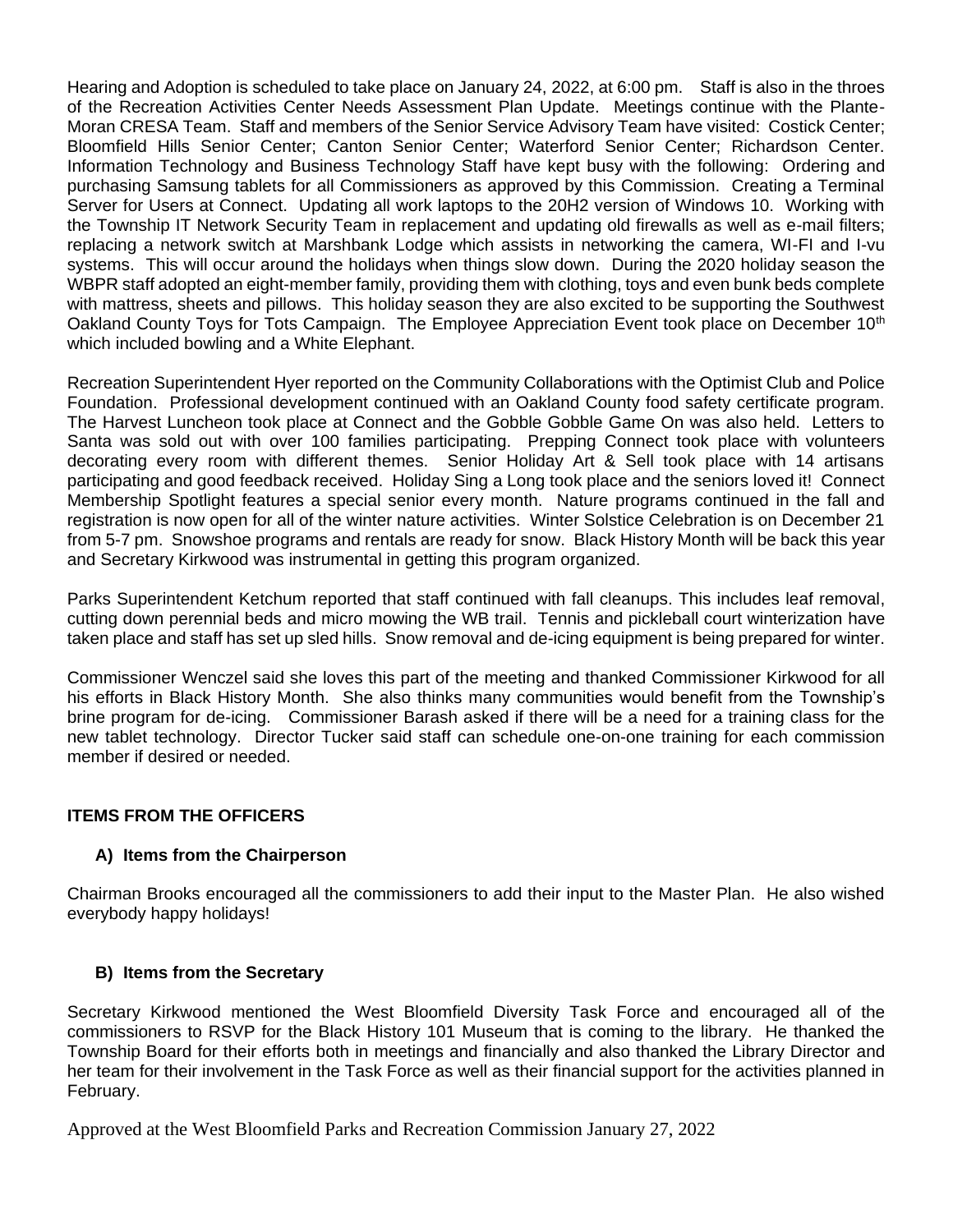Hearing and Adoption is scheduled to take place on January 24, 2022, at 6:00 pm. Staff is also in the throes of the Recreation Activities Center Needs Assessment Plan Update. Meetings continue with the Plante-Moran CRESA Team. Staff and members of the Senior Service Advisory Team have visited: Costick Center; Bloomfield Hills Senior Center; Canton Senior Center; Waterford Senior Center; Richardson Center. Information Technology and Business Technology Staff have kept busy with the following: Ordering and purchasing Samsung tablets for all Commissioners as approved by this Commission. Creating a Terminal Server for Users at Connect. Updating all work laptops to the 20H2 version of Windows 10. Working with the Township IT Network Security Team in replacement and updating old firewalls as well as e-mail filters; replacing a network switch at Marshbank Lodge which assists in networking the camera, WI-FI and I-vu systems. This will occur around the holidays when things slow down. During the 2020 holiday season the WBPR staff adopted an eight-member family, providing them with clothing, toys and even bunk beds complete with mattress, sheets and pillows. This holiday season they are also excited to be supporting the Southwest Oakland County Toys for Tots Campaign. The Employee Appreciation Event took place on December 10th which included bowling and a White Elephant.

Recreation Superintendent Hyer reported on the Community Collaborations with the Optimist Club and Police Foundation. Professional development continued with an Oakland County food safety certificate program. The Harvest Luncheon took place at Connect and the Gobble Gobble Game On was also held. Letters to Santa was sold out with over 100 families participating. Prepping Connect took place with volunteers decorating every room with different themes. Senior Holiday Art & Sell took place with 14 artisans participating and good feedback received. Holiday Sing a Long took place and the seniors loved it! Connect Membership Spotlight features a special senior every month. Nature programs continued in the fall and registration is now open for all of the winter nature activities. Winter Solstice Celebration is on December 21 from 5-7 pm. Snowshoe programs and rentals are ready for snow. Black History Month will be back this year and Secretary Kirkwood was instrumental in getting this program organized.

Parks Superintendent Ketchum reported that staff continued with fall cleanups. This includes leaf removal, cutting down perennial beds and micro mowing the WB trail. Tennis and pickleball court winterization have taken place and staff has set up sled hills. Snow removal and de-icing equipment is being prepared for winter.

Commissioner Wenczel said she loves this part of the meeting and thanked Commissioner Kirkwood for all his efforts in Black History Month. She also thinks many communities would benefit from the Township's brine program for de-icing. Commissioner Barash asked if there will be a need for a training class for the new tablet technology. Director Tucker said staff can schedule one-on-one training for each commission member if desired or needed.

## ITEMS FROM THE OFFICERS

### A) Items from the Chairperson

Chairman Brooks encouraged all the commissioners to add their input to the Master Plan. He also wished everybody happy holidays!

### B) Items from the Secretary

Secretary Kirkwood mentioned the West Bloomfield Diversity Task Force and encouraged all of the commissioners to RSVP for the Black History 101 Museum that is coming to the library. He thanked the Township Board for their efforts both in meetings and financially and also thanked the Library Director and her team for their involvement in the Task Force as well as their financial support for the activities planned in February.

Approved at the West Bloomfield Parks and Recreation Commission January 27, 2022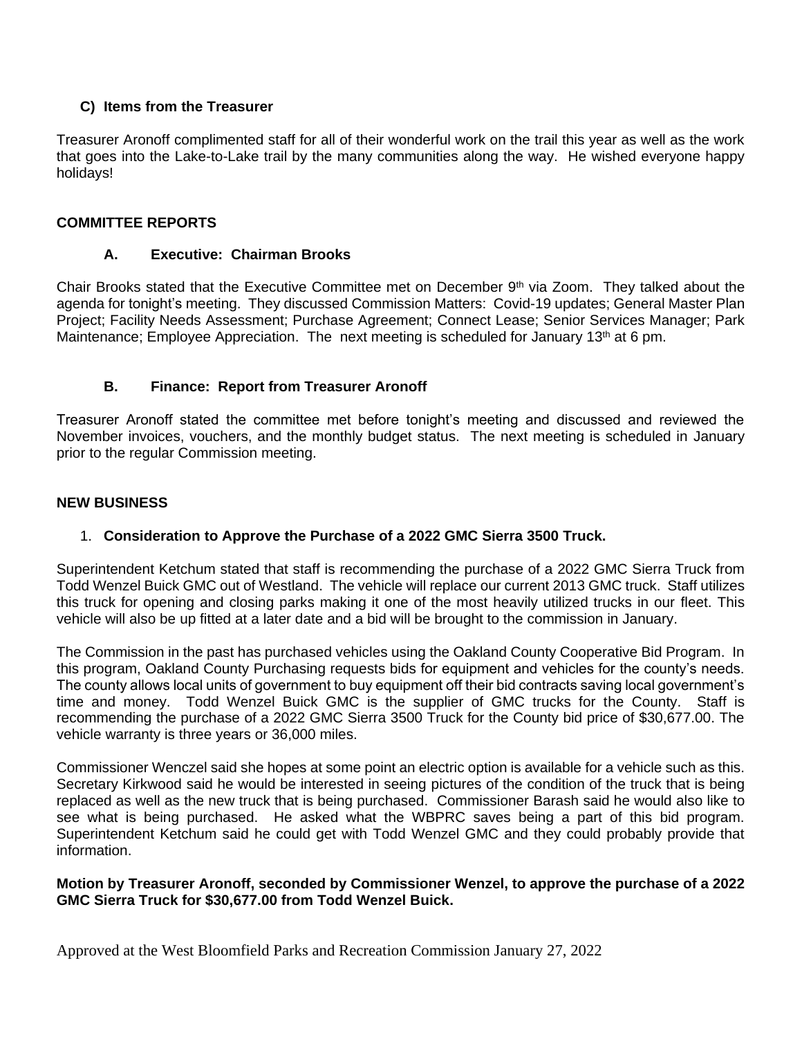### C) Items from the Treasurer

Treasurer Aronoff complimented staff for all of their wonderful work on the trail this year as well as the work that goes into the Lake-to-Lake trail by the many communities along the way. He wished everyone happy holidays!

## COMMITTEE REPORTS

### A. Executive: Chairman Brooks

Chair Brooks stated that the Executive Committee met on December 9th via Zoom. They talked about the agenda for tonight's meeting. They discussed Commission Matters: Covid-19 updates; General Master Plan Project; Facility Needs Assessment; Purchase Agreement; Connect Lease; Senior Services Manager; Park Maintenance; Employee Appreciation. The next meeting is scheduled for January 13th at 6 pm.

### B. Finance: Report from Treasurer Aronoff

Treasurer Aronoff stated the committee met before tonight's meeting and discussed and reviewed the November invoices, vouchers, and the monthly budget status. The next meeting is scheduled in January prior to the regular Commission meeting.

## NEW BUSINESS

1. **Consideration to Approve the Purchase of a 2022 GMC Sierra 3500 Truck.**

Superintendent Ketchum stated that staff is recommending the purchase of a 2022 GMC Sierra Truck from Todd Wenzel Buick GMC out of Westland. The vehicle will replace our current 2013 GMC truck. Staff utilizes this truck for opening and closing parks making it one of the most heavily utilized trucks in our fleet. This vehicle will also be up fitted at a later date and a bid will be brought to the commission in January.

The Commission in the past has purchased vehicles using the Oakland County Cooperative Bid Program. In this program, Oakland County Purchasing requests bids for equipment and vehicles for the county's needs. The county allows local units of government to buy equipment off their bid contracts saving local government's time and money. Todd Wenzel Buick GMC is the supplier of GMC trucks for the County. Staff is recommending the purchase of a 2022 GMC Sierra 3500 Truck for the County bid price of $30,677.00. The vehicle warranty is three years or 36,000 miles.

Commissioner Wenczel said she hopes at some point an electric option is available for a vehicle such as this. Secretary Kirkwood said he would be interested in seeing pictures of the condition of the truck that is being replaced as well as the new truck that is being purchased. Commissioner Barash said he would also like to see what is being purchased. He asked what the WBPRC saves being a part of this bid program. Superintendent Ketchum said he could get with Todd Wenzel GMC and they could probably provide that information.

**Motion by Treasurer Aronoff, seconded by Commissioner Wenzel, to approve the purchase of a 2022 GMC Sierra Truck for $30,677.00 from Todd Wenzel Buick.**

Approved at the West Bloomfield Parks and Recreation Commission January 27, 2022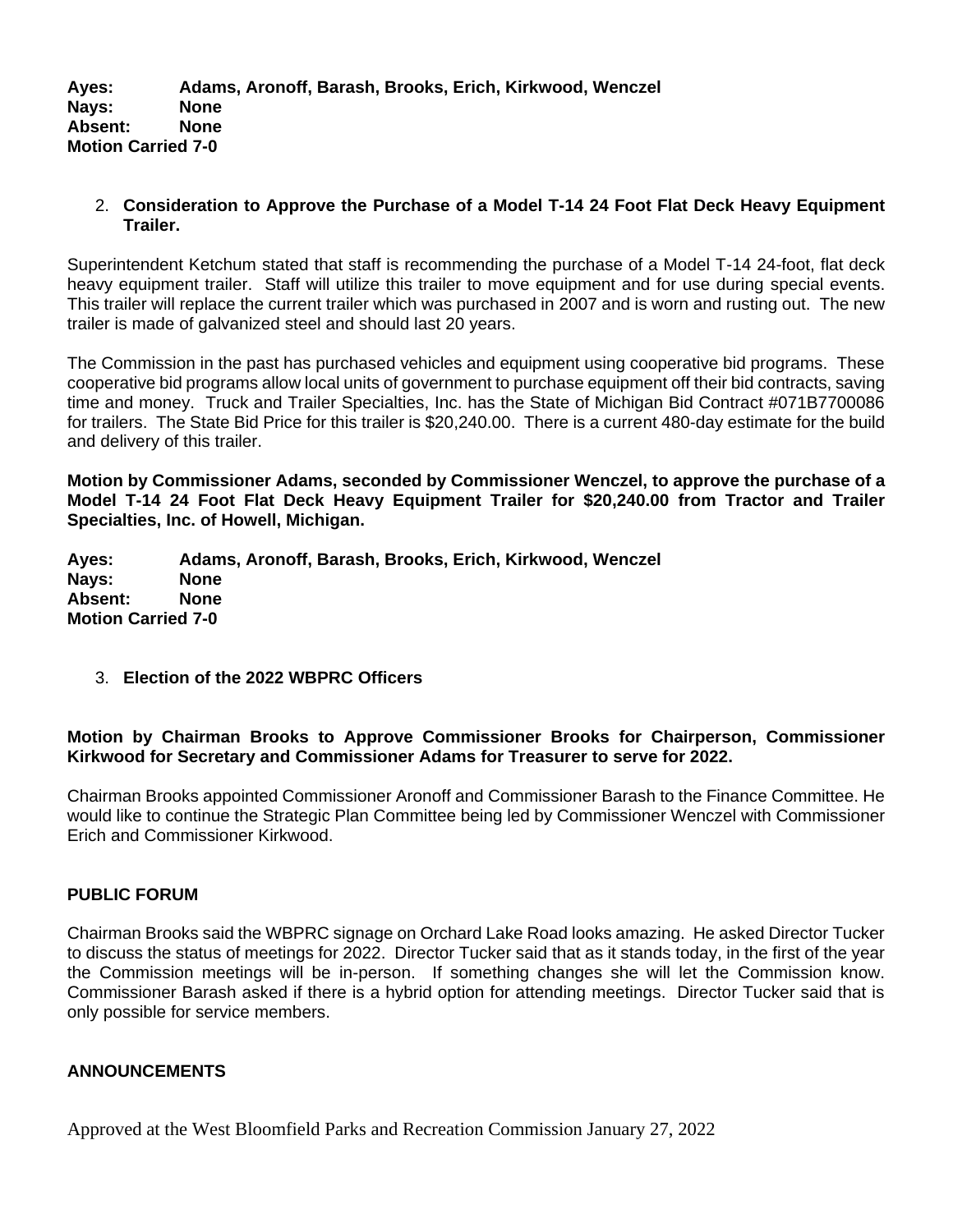**Ayes:** **Adams, Aronoff, Barash, Brooks, Erich, Kirkwood, Wenczel**
**Nays:** **None**
**Absent:** **None**
**Motion Carried 7-0**

2. **Consideration to Approve the Purchase of a Model T-14 24 Foot Flat Deck Heavy Equipment Trailer.**

Superintendent Ketchum stated that staff is recommending the purchase of a Model T-14 24-foot, flat deck heavy equipment trailer. Staff will utilize this trailer to move equipment and for use during special events. This trailer will replace the current trailer which was purchased in 2007 and is worn and rusting out. The new trailer is made of galvanized steel and should last 20 years.

The Commission in the past has purchased vehicles and equipment using cooperative bid programs. These cooperative bid programs allow local units of government to purchase equipment off their bid contracts, saving time and money. Truck and Trailer Specialties, Inc. has the State of Michigan Bid Contract #071B7700086 for trailers. The State Bid Price for this trailer is $20,240.00. There is a current 480-day estimate for the build and delivery of this trailer.

**Motion by Commissioner Adams, seconded by Commissioner Wenczel, to approve the purchase of a Model T-14 24 Foot Flat Deck Heavy Equipment Trailer for $20,240.00 from Tractor and Trailer Specialties, Inc. of Howell, Michigan.**

**Ayes:** **Adams, Aronoff, Barash, Brooks, Erich, Kirkwood, Wenczel**
**Nays:** **None**
**Absent:** **None**
**Motion Carried 7-0**

3. **Election of the 2022 WBPRC Officers**

**Motion by Chairman Brooks to Approve Commissioner Brooks for Chairperson, Commissioner Kirkwood for Secretary and Commissioner Adams for Treasurer to serve for 2022.**

Chairman Brooks appointed Commissioner Aronoff and Commissioner Barash to the Finance Committee. He would like to continue the Strategic Plan Committee being led by Commissioner Wenczel with Commissioner Erich and Commissioner Kirkwood.

### PUBLIC FORUM

Chairman Brooks said the WBPRC signage on Orchard Lake Road looks amazing. He asked Director Tucker to discuss the status of meetings for 2022. Director Tucker said that as it stands today, in the first of the year the Commission meetings will be in-person. If something changes she will let the Commission know. Commissioner Barash asked if there is a hybrid option for attending meetings. Director Tucker said that is only possible for service members.

### ANNOUNCEMENTS

Approved at the West Bloomfield Parks and Recreation Commission January 27, 2022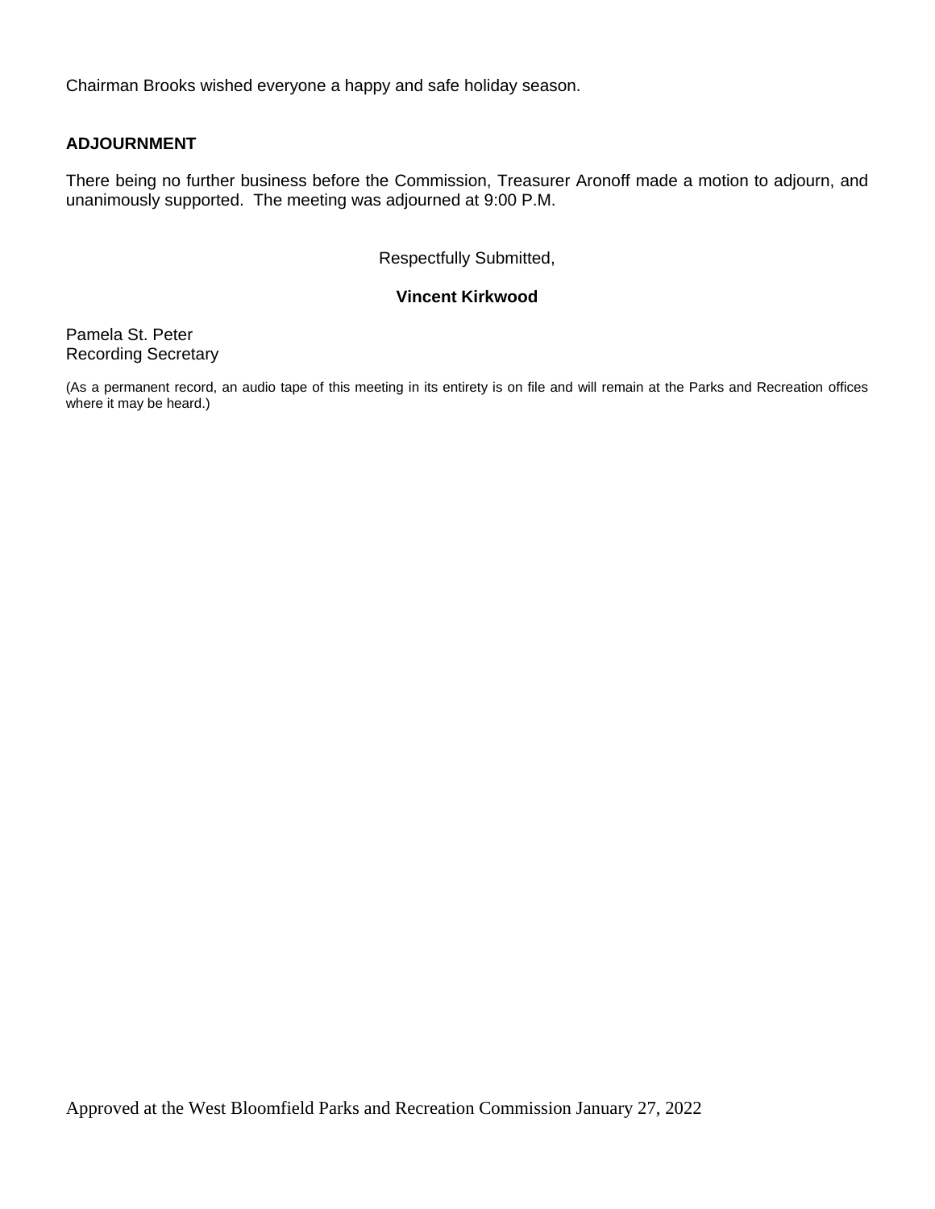Chairman Brooks wished everyone a happy and safe holiday season.

**ADJOURNMENT**

There being no further business before the Commission, Treasurer Aronoff made a motion to adjourn, and unanimously supported. The meeting was adjourned at 9:00 P.M.

Respectfully Submitted,

**Vincent Kirkwood**

Pamela St. Peter
Recording Secretary

(As a permanent record, an audio tape of this meeting in its entirety is on file and will remain at the Parks and Recreation offices where it may be heard.)

Approved at the West Bloomfield Parks and Recreation Commission January 27, 2022